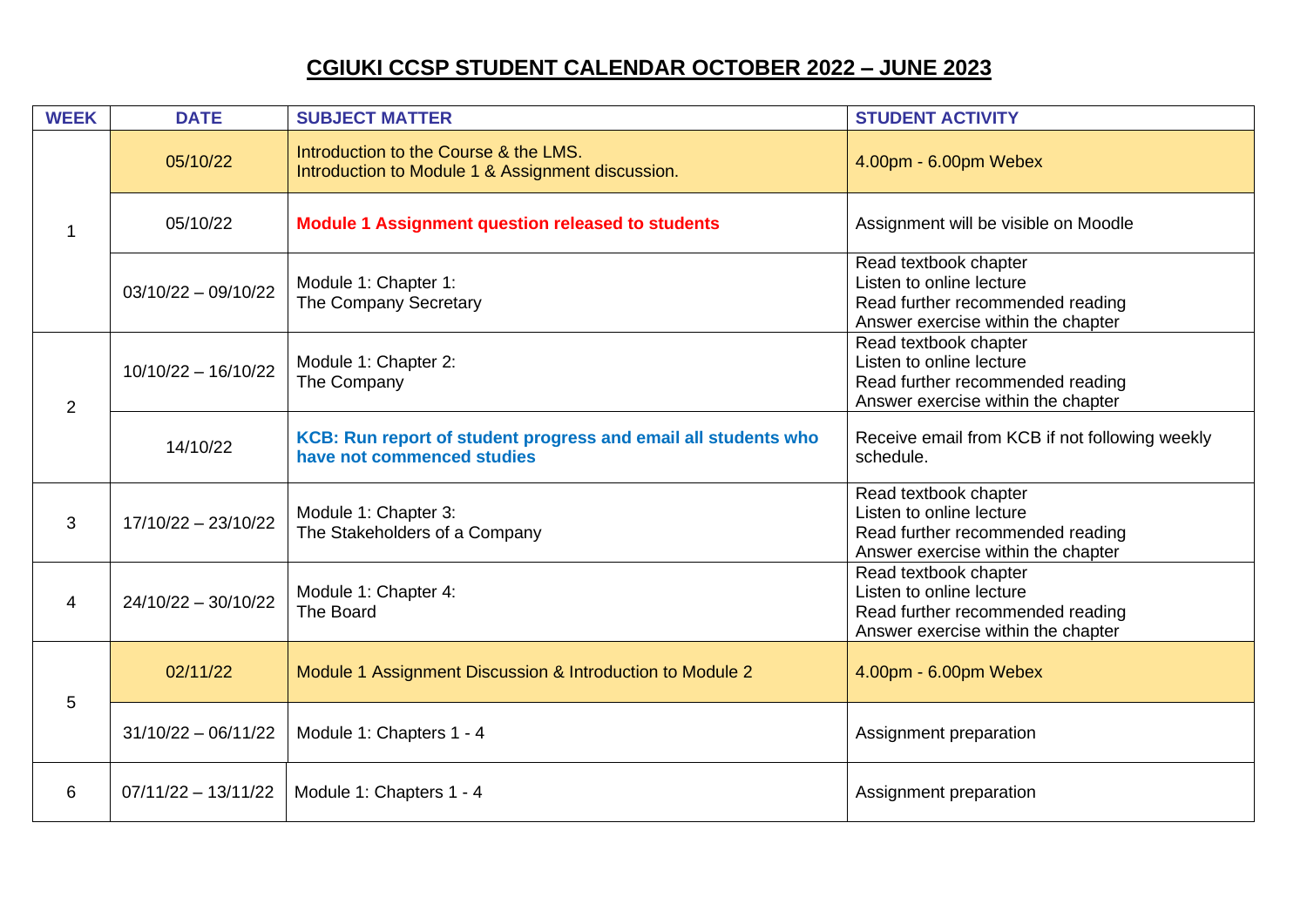# CGIUKI CCSP STUDENT CALENDAR OCTOBER 2022 – JUNE 2023

| WEEK | DATE | SUBJECT MATTER | STUDENT ACTIVITY |
|---|---|---|---|
| 1 | 05/10/22 | Introduction to the Course & the LMS.<br>Introduction to Module 1 & Assignment discussion. | 4.00pm - 6.00pm Webex |
| | 05/10/22 | **Module 1 Assignment question released to students** | Assignment will be visible on Moodle |
| | 03/10/22 – 09/10/22 | Module 1: Chapter 1:<br>The Company Secretary | Read textbook chapter<br>Listen to online lecture<br>Read further recommended reading<br>Answer exercise within the chapter |
| 2 | 10/10/22 – 16/10/22 | Module 1: Chapter 2:<br>The Company | Read textbook chapter<br>Listen to online lecture<br>Read further recommended reading<br>Answer exercise within the chapter |
| | 14/10/22 | **KCB: Run report of student progress and email all students who have not commenced studies** | Receive email from KCB if not following weekly schedule. |
| 3 | 17/10/22 – 23/10/22 | Module 1: Chapter 3:<br>The Stakeholders of a Company | Read textbook chapter<br>Listen to online lecture<br>Read further recommended reading<br>Answer exercise within the chapter |
| 4 | 24/10/22 – 30/10/22 | Module 1: Chapter 4:<br>The Board | Read textbook chapter<br>Listen to online lecture<br>Read further recommended reading<br>Answer exercise within the chapter |
| 5 | 02/11/22 | Module 1 Assignment Discussion & Introduction to Module 2 | 4.00pm - 6.00pm Webex |
| | 31/10/22 – 06/11/22 | Module 1: Chapters 1 - 4 | Assignment preparation |
| 6 | 07/11/22 – 13/11/22 | Module 1: Chapters 1 - 4 | Assignment preparation |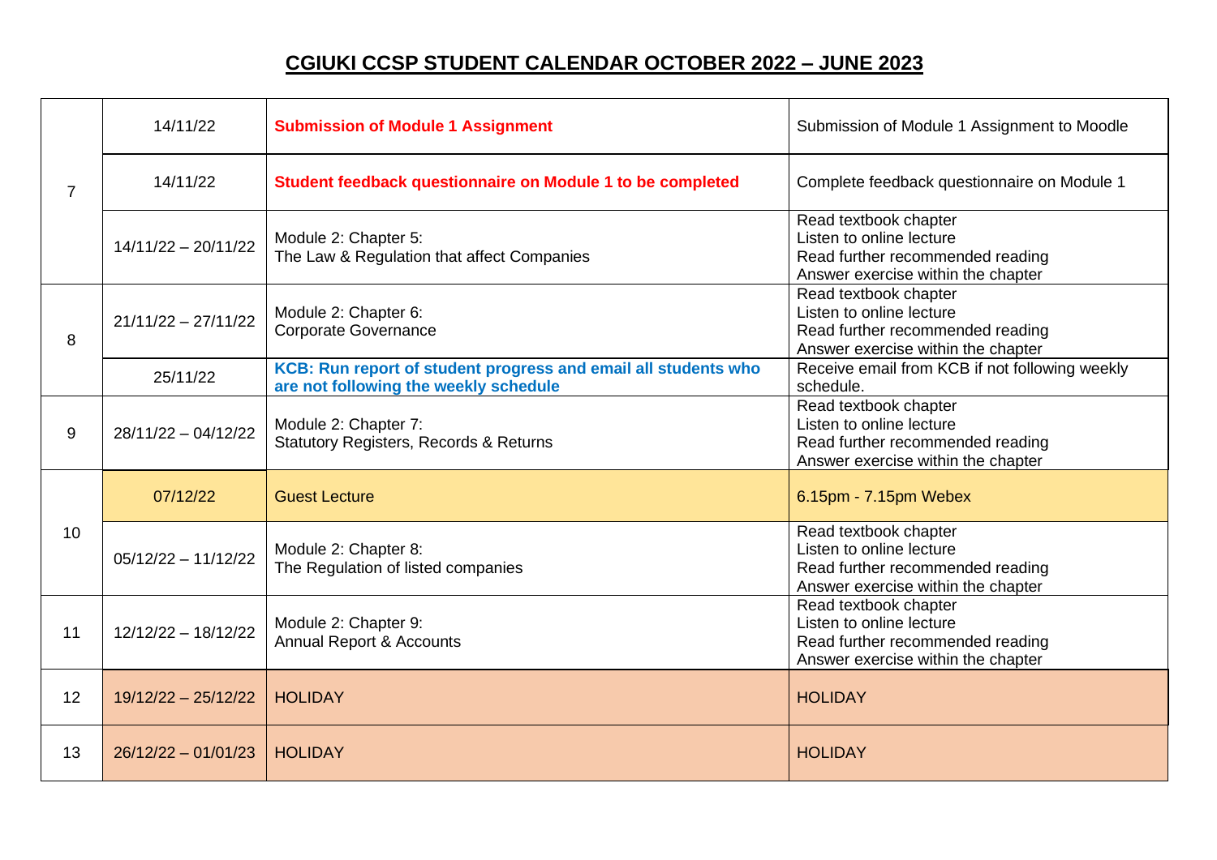# CGIUKI CCSP STUDENT CALENDAR OCTOBER 2022 – JUNE 2023

| | | | |
|---|---|---|---|
| 7 | 14/11/22 | **Submission of Module 1 Assignment** | Submission of Module 1 Assignment to Moodle |
| | 14/11/22 | **Student feedback questionnaire on Module 1 to be completed** | Complete feedback questionnaire on Module 1 |
| | 14/11/22 – 20/11/22 | Module 2: Chapter 5:<br>The Law & Regulation that affect Companies | Read textbook chapter<br>Listen to online lecture<br>Read further recommended reading<br>Answer exercise within the chapter |
| 8 | 21/11/22 – 27/11/22 | Module 2: Chapter 6:<br>Corporate Governance | Read textbook chapter<br>Listen to online lecture<br>Read further recommended reading<br>Answer exercise within the chapter |
| | 25/11/22 | **KCB: Run report of student progress and email all students who are not following the weekly schedule** | Receive email from KCB if not following weekly schedule. |
| 9 | 28/11/22 – 04/12/22 | Module 2: Chapter 7:<br>Statutory Registers, Records & Returns | Read textbook chapter<br>Listen to online lecture<br>Read further recommended reading<br>Answer exercise within the chapter |
| 10 | 07/12/22 | Guest Lecture | 6.15pm - 7.15pm Webex |
| | 05/12/22 – 11/12/22 | Module 2: Chapter 8:<br>The Regulation of listed companies | Read textbook chapter<br>Listen to online lecture<br>Read further recommended reading<br>Answer exercise within the chapter |
| 11 | 12/12/22 – 18/12/22 | Module 2: Chapter 9:<br>Annual Report & Accounts | Read textbook chapter<br>Listen to online lecture<br>Read further recommended reading<br>Answer exercise within the chapter |
| 12 | 19/12/22 – 25/12/22 | HOLIDAY | HOLIDAY |
| 13 | 26/12/22 – 01/01/23 | HOLIDAY | HOLIDAY |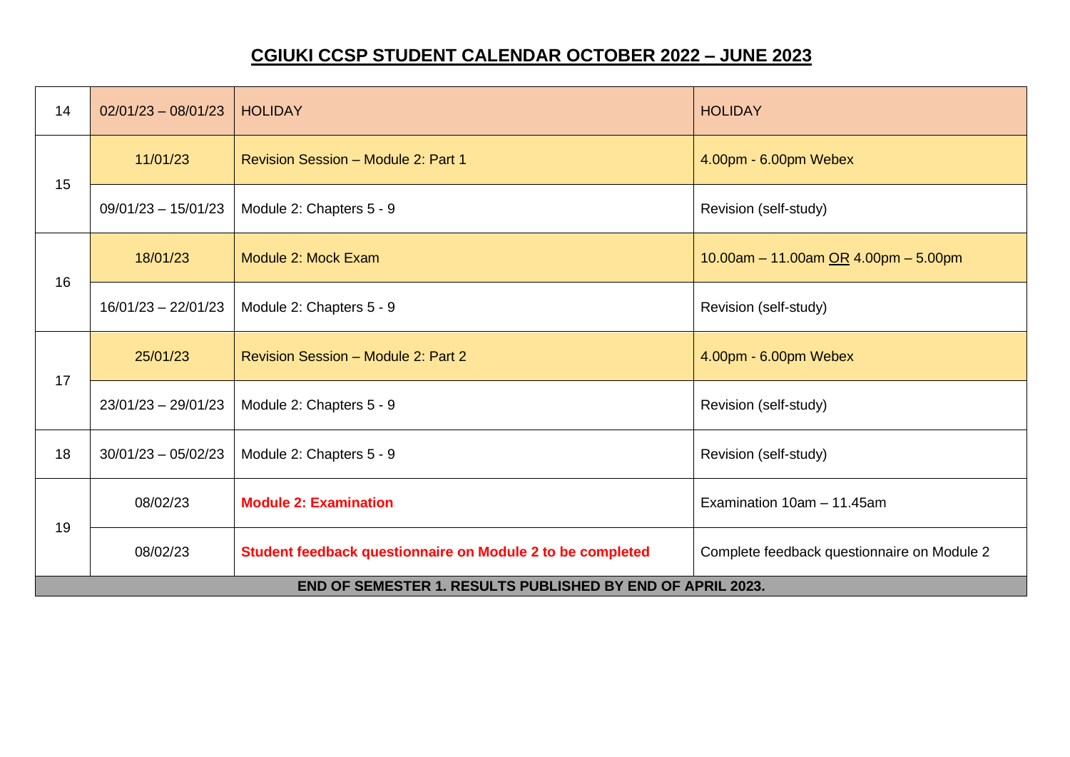## CGIUKI CCSP STUDENT CALENDAR OCTOBER 2022 – JUNE 2023

| | | | |
|---|---|---|---|
| 14 | 02/01/23 – 08/01/23 | HOLIDAY | HOLIDAY |
| 15 | 11/01/23 | Revision Session – Module 2: Part 1 | 4.00pm - 6.00pm Webex |
| | 09/01/23 – 15/01/23 | Module 2: Chapters 5 - 9 | Revision (self-study) |
| 16 | 18/01/23 | Module 2: Mock Exam | 10.00am – 11.00am OR 4.00pm – 5.00pm |
| | 16/01/23 – 22/01/23 | Module 2: Chapters 5 - 9 | Revision (self-study) |
| 17 | 25/01/23 | Revision Session – Module 2: Part 2 | 4.00pm - 6.00pm Webex |
| | 23/01/23 – 29/01/23 | Module 2: Chapters 5 - 9 | Revision (self-study) |
| 18 | 30/01/23 – 05/02/23 | Module 2: Chapters 5 - 9 | Revision (self-study) |
| 19 | 08/02/23 | **Module 2: Examination** | Examination 10am – 11.45am |
| | 08/02/23 | **Student feedback questionnaire on Module 2 to be completed** | Complete feedback questionnaire on Module 2 |
| **END OF SEMESTER 1. RESULTS PUBLISHED BY END OF APRIL 2023.** | | | |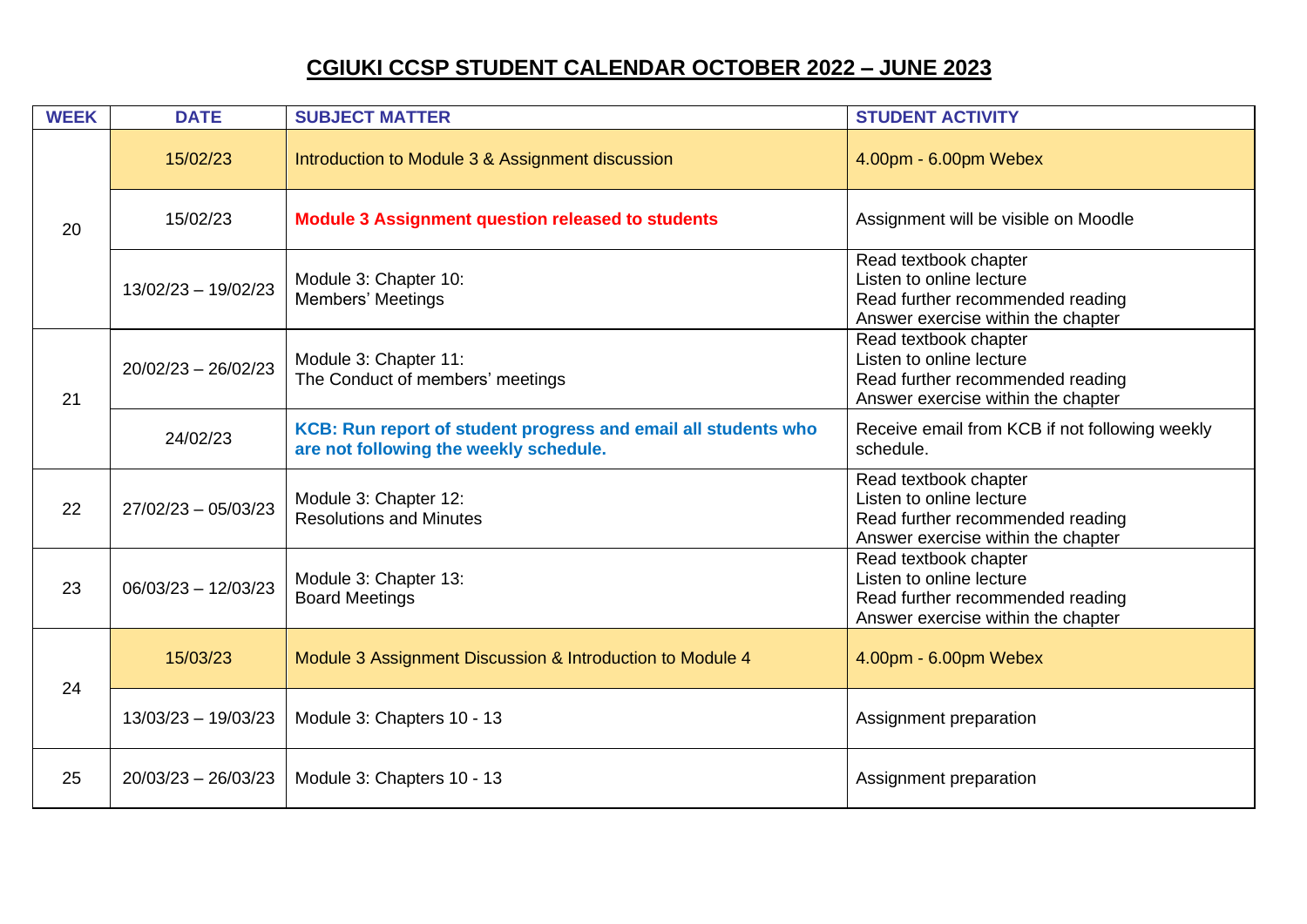# CGIUKI CCSP STUDENT CALENDAR OCTOBER 2022 – JUNE 2023

| WEEK | DATE | SUBJECT MATTER | STUDENT ACTIVITY |
|---|---|---|---|
| 20 | 15/02/23 | Introduction to Module 3 & Assignment discussion | 4.00pm - 6.00pm Webex |
| | 15/02/23 | **Module 3 Assignment question released to students** | Assignment will be visible on Moodle |
| | 13/02/23 – 19/02/23 | Module 3: Chapter 10:<br>Members' Meetings | Read textbook chapter<br>Listen to online lecture<br>Read further recommended reading<br>Answer exercise within the chapter |
| 21 | 20/02/23 – 26/02/23 | Module 3: Chapter 11:<br>The Conduct of members' meetings | Read textbook chapter<br>Listen to online lecture<br>Read further recommended reading<br>Answer exercise within the chapter |
| | 24/02/23 | **KCB: Run report of student progress and email all students who are not following the weekly schedule.** | Receive email from KCB if not following weekly schedule. |
| 22 | 27/02/23 – 05/03/23 | Module 3: Chapter 12:<br>Resolutions and Minutes | Read textbook chapter<br>Listen to online lecture<br>Read further recommended reading<br>Answer exercise within the chapter |
| 23 | 06/03/23 – 12/03/23 | Module 3: Chapter 13:<br>Board Meetings | Read textbook chapter<br>Listen to online lecture<br>Read further recommended reading<br>Answer exercise within the chapter |
| 24 | 15/03/23 | Module 3 Assignment Discussion & Introduction to Module 4 | 4.00pm - 6.00pm Webex |
| | 13/03/23 – 19/03/23 | Module 3: Chapters 10 - 13 | Assignment preparation |
| 25 | 20/03/23 – 26/03/23 | Module 3: Chapters 10 - 13 | Assignment preparation |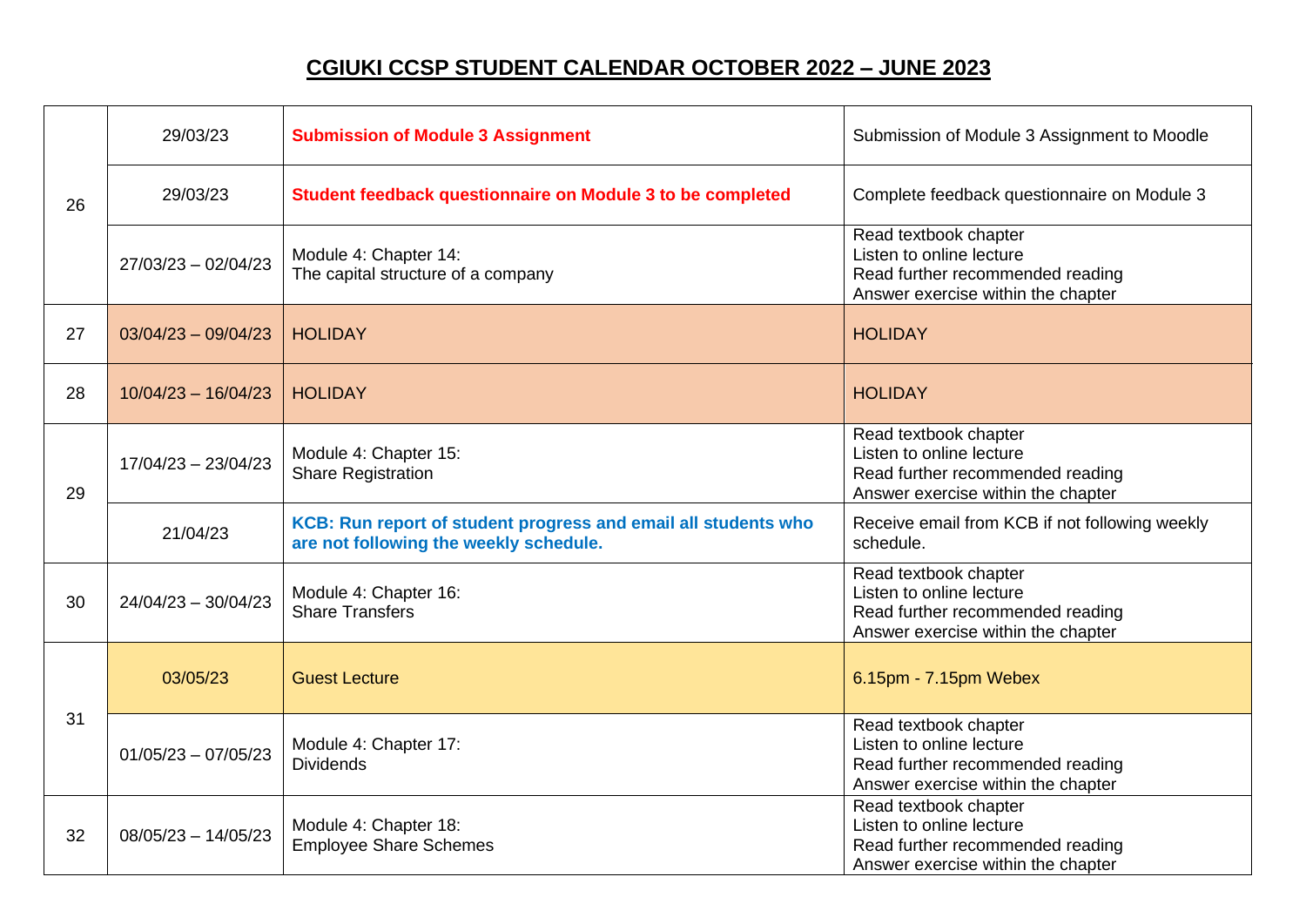## CGIUKI CCSP STUDENT CALENDAR OCTOBER 2022 – JUNE 2023

| | | | |
|---|---|---|---|
| 26 | 29/03/23 | **Submission of Module 3 Assignment** | Submission of Module 3 Assignment to Moodle |
| | 29/03/23 | **Student feedback questionnaire on Module 3 to be completed** | Complete feedback questionnaire on Module 3 |
| | 27/03/23 – 02/04/23 | Module 4: Chapter 14:<br>The capital structure of a company | Read textbook chapter<br>Listen to online lecture<br>Read further recommended reading<br>Answer exercise within the chapter |
| 27 | 03/04/23 – 09/04/23 | HOLIDAY | HOLIDAY |
| 28 | 10/04/23 – 16/04/23 | HOLIDAY | HOLIDAY |
| 29 | 17/04/23 – 23/04/23 | Module 4: Chapter 15:<br>Share Registration | Read textbook chapter<br>Listen to online lecture<br>Read further recommended reading<br>Answer exercise within the chapter |
| | 21/04/23 | **KCB: Run report of student progress and email all students who are not following the weekly schedule.** | Receive email from KCB if not following weekly schedule. |
| 30 | 24/04/23 – 30/04/23 | Module 4: Chapter 16:<br>Share Transfers | Read textbook chapter<br>Listen to online lecture<br>Read further recommended reading<br>Answer exercise within the chapter |
| 31 | 03/05/23 | Guest Lecture | 6.15pm - 7.15pm Webex |
| | 01/05/23 – 07/05/23 | Module 4: Chapter 17:<br>Dividends | Read textbook chapter<br>Listen to online lecture<br>Read further recommended reading<br>Answer exercise within the chapter |
| 32 | 08/05/23 – 14/05/23 | Module 4: Chapter 18:<br>Employee Share Schemes | Read textbook chapter<br>Listen to online lecture<br>Read further recommended reading<br>Answer exercise within the chapter |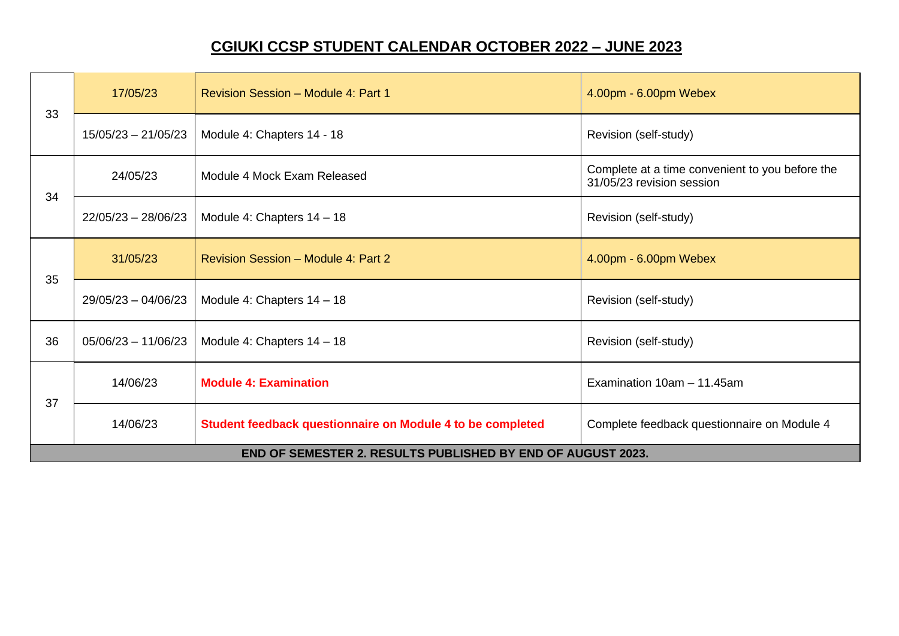## CGIUKI CCSP STUDENT CALENDAR OCTOBER 2022 – JUNE 2023

| | | | |
|---|---|---|---|
| 33 | 17/05/23 | Revision Session – Module 4: Part 1 | 4.00pm - 6.00pm Webex |
| | 15/05/23 – 21/05/23 | Module 4: Chapters 14 - 18 | Revision (self-study) |
| 34 | 24/05/23 | Module 4 Mock Exam Released | Complete at a time convenient to you before the 31/05/23 revision session |
| | 22/05/23 – 28/06/23 | Module 4: Chapters 14 – 18 | Revision (self-study) |
| 35 | 31/05/23 | Revision Session – Module 4: Part 2 | 4.00pm - 6.00pm Webex |
| | 29/05/23 – 04/06/23 | Module 4: Chapters 14 – 18 | Revision (self-study) |
| 36 | 05/06/23 – 11/06/23 | Module 4: Chapters 14 – 18 | Revision (self-study) |
| 37 | 14/06/23 | **Module 4: Examination** | Examination 10am – 11.45am |
| | 14/06/23 | **Student feedback questionnaire on Module 4 to be completed** | Complete feedback questionnaire on Module 4 |
| **END OF SEMESTER 2. RESULTS PUBLISHED BY END OF AUGUST 2023.** | | | |